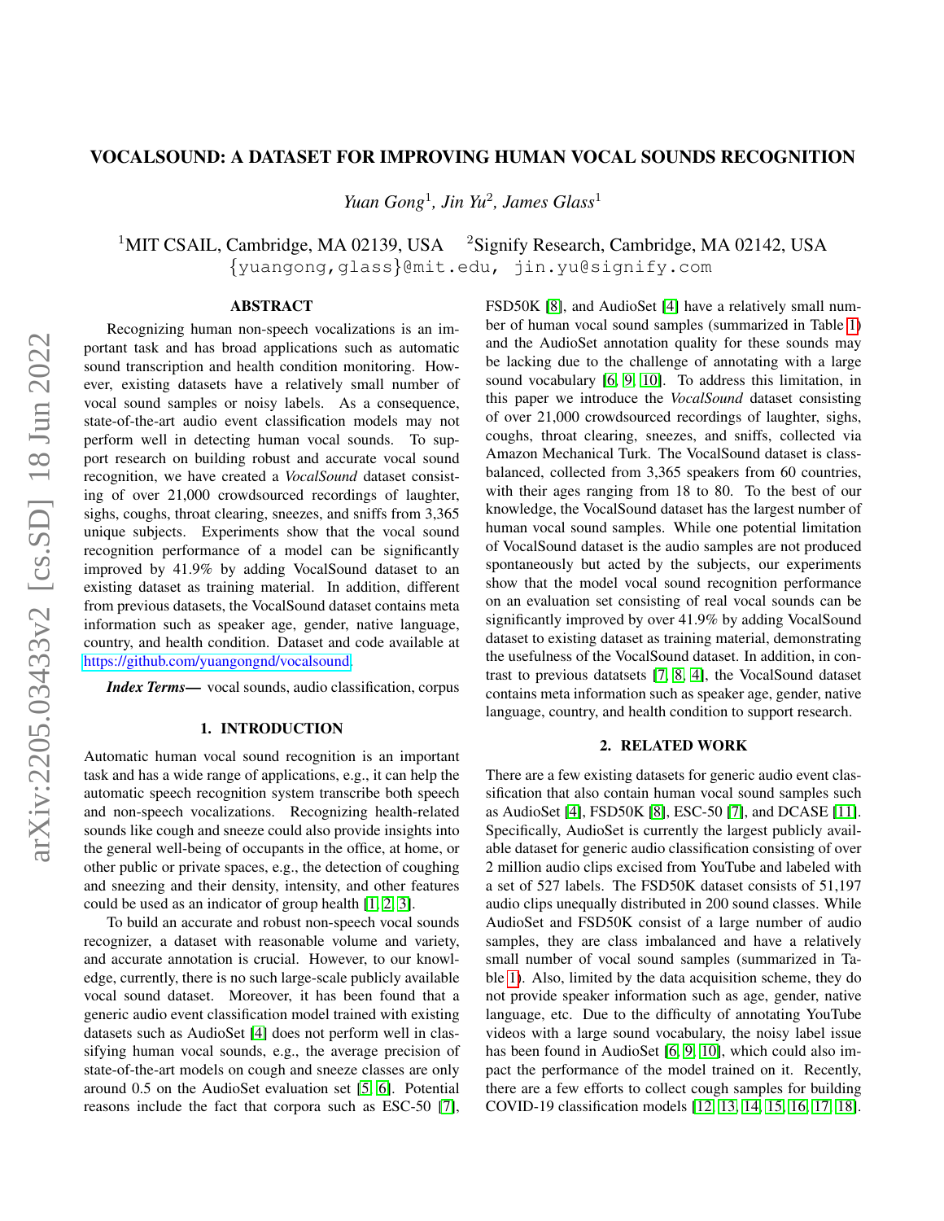# VOCALSOUND: A DATASET FOR IMPROVING HUMAN VOCAL SOUNDS RECOGNITION

*Yuan Gong*[1], *Jin Yu*[2], *James Glass*[1]

[1]MIT CSAIL, Cambridge, MA 02139, USA [2]Signify Research, Cambridge, MA 02142, USA
{yuangong,glass}@mit.edu, jin.yu@signify.com

## ABSTRACT

Recognizing human non-speech vocalizations is an important task and has broad applications such as automatic sound transcription and health condition monitoring. However, existing datasets have a relatively small number of vocal sound samples or noisy labels. As a consequence, state-of-the-art audio event classification models may not perform well in detecting human vocal sounds. To support research on building robust and accurate vocal sound recognition, we have created a *VocalSound* dataset consisting of over 21,000 crowdsourced recordings of laughter, sighs, coughs, throat clearing, sneezes, and sniffs from 3,365 unique subjects. Experiments show that the vocal sound recognition performance of a model can be significantly improved by 41.9% by adding VocalSound dataset to an existing dataset as training material. In addition, different from previous datasets, the VocalSound dataset contains meta information such as speaker age, gender, native language, country, and health condition. Dataset and code available at https://github.com/yuangongnd/vocalsound.

***Index Terms***— vocal sounds, audio classification, corpus

## 1. INTRODUCTION

Automatic human vocal sound recognition is an important task and has a wide range of applications, e.g., it can help the automatic speech recognition system transcribe both speech and non-speech vocalizations. Recognizing health-related sounds like cough and sneeze could also provide insights into the general well-being of occupants in the office, at home, or other public or private spaces, e.g., the detection of coughing and sneezing and their density, intensity, and other features could be used as an indicator of group health [1, 2, 3].

To build an accurate and robust non-speech vocal sounds recognizer, a dataset with reasonable volume and variety, and accurate annotation is crucial. However, to our knowledge, currently, there is no such large-scale publicly available vocal sound dataset. Moreover, it has been found that a generic audio event classification model trained with existing datasets such as AudioSet [4] does not perform well in classifying human vocal sounds, e.g., the average precision of state-of-the-art models on cough and sneeze classes are only around 0.5 on the AudioSet evaluation set [5, 6]. Potential reasons include the fact that corpora such as ESC-50 [7], FSD50K [8], and AudioSet [4] have a relatively small number of human vocal sound samples (summarized in Table 1) and the AudioSet annotation quality for these sounds may be lacking due to the challenge of annotating with a large sound vocabulary [6, 9, 10]. To address this limitation, in this paper we introduce the *VocalSound* dataset consisting of over 21,000 crowdsourced recordings of laughter, sighs, coughs, throat clearing, sneezes, and sniffs, collected via Amazon Mechanical Turk. The VocalSound dataset is class-balanced, collected from 3,365 speakers from 60 countries, with their ages ranging from 18 to 80. To the best of our knowledge, the VocalSound dataset has the largest number of human vocal sound samples. While one potential limitation of VocalSound dataset is the audio samples are not produced spontaneously but acted by the subjects, our experiments show that the model vocal sound recognition performance on an evaluation set consisting of real vocal sounds can be significantly improved by over 41.9% by adding VocalSound dataset to existing dataset as training material, demonstrating the usefulness of the VocalSound dataset. In addition, in contrast to previous datatsets [7, 8, 4], the VocalSound dataset contains meta information such as speaker age, gender, native language, country, and health condition to support research.

## 2. RELATED WORK

There are a few existing datasets for generic audio event classification that also contain human vocal sound samples such as AudioSet [4], FSD50K [8], ESC-50 [7], and DCASE [11]. Specifically, AudioSet is currently the largest publicly available dataset for generic audio classification consisting of over 2 million audio clips excised from YouTube and labeled with a set of 527 labels. The FSD50K dataset consists of 51,197 audio clips unequally distributed in 200 sound classes. While AudioSet and FSD50K consist of a large number of audio samples, they are class imbalanced and have a relatively small number of vocal sound samples (summarized in Table 1). Also, limited by the data acquisition scheme, they do not provide speaker information such as age, gender, native language, etc. Due to the difficulty of annotating YouTube videos with a large sound vocabulary, the noisy label issue has been found in AudioSet [6, 9, 10], which could also impact the performance of the model trained on it. Recently, there are a few efforts to collect cough samples for building COVID-19 classification models [12, 13, 14, 15, 16, 17, 18].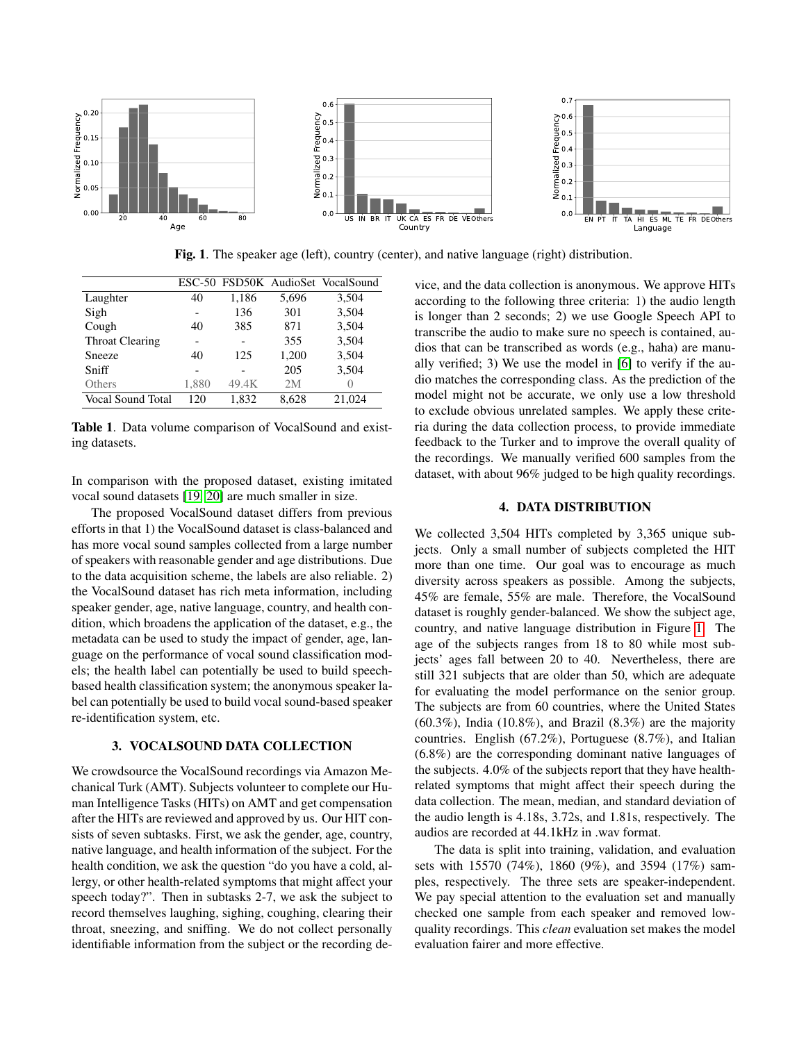**Fig. 1**. The speaker age (left), country (center), and native language (right) distribution.

| | ESC-50 | FSD50K | AudioSet | VocalSound |
|---|---|---|---|---|
| Laughter | 40 | 1,186 | 5,696 | 3,504 |
| Sigh | - | 136 | 301 | 3,504 |
| Cough | 40 | 385 | 871 | 3,504 |
| Throat Clearing | - | - | 355 | 3,504 |
| Sneeze | 40 | 125 | 1,200 | 3,504 |
| Sniff | - | - | 205 | 3,504 |
| Others | 1,880 | 49.4K | 2M | 0 |
| Vocal Sound Total | 120 | 1,832 | 8,628 | 21,024 |

**Table 1**. Data volume comparison of VocalSound and existing datasets.

In comparison with the proposed dataset, existing imitated vocal sound datasets [19] [20] are much smaller in size.

The proposed VocalSound dataset differs from previous efforts in that 1) the VocalSound dataset is class-balanced and has more vocal sound samples collected from a large number of speakers with reasonable gender and age distributions. Due to the data acquisition scheme, the labels are also reliable. 2) the VocalSound dataset has rich meta information, including speaker gender, age, native language, country, and health condition, which broadens the application of the dataset, e.g., the metadata can be used to study the impact of gender, age, language on the performance of vocal sound classification models; the health label can potentially be used to build speech-based health classification system; the anonymous speaker label can potentially be used to build vocal sound-based speaker re-identification system, etc.

## 3. VOCALSOUND DATA COLLECTION

We crowdsource the VocalSound recordings via Amazon Mechanical Turk (AMT). Subjects volunteer to complete our Human Intelligence Tasks (HITs) on AMT and get compensation after the HITs are reviewed and approved by us. Our HIT consists of seven subtasks. First, we ask the gender, age, country, native language, and health information of the subject. For the health condition, we ask the question "do you have a cold, allergy, or other health-related symptoms that might affect your speech today?". Then in subtasks 2-7, we ask the subject to record themselves laughing, sighing, coughing, clearing their throat, sneezing, and sniffing. We do not collect personally identifiable information from the subject or the recording device, and the data collection is anonymous. We approve HITs according to the following three criteria: 1) the audio length is longer than 2 seconds; 2) we use Google Speech API to transcribe the audio to make sure no speech is contained, audios that can be transcribed as words (e.g., haha) are manually verified; 3) We use the model in [6] to verify if the audio matches the corresponding class. As the prediction of the model might not be accurate, we only use a low threshold to exclude obvious unrelated samples. We apply these criteria during the data collection process, to provide immediate feedback to the Turker and to improve the overall quality of the recordings. We manually verified 600 samples from the dataset, with about 96% judged to be high quality recordings.

## 4. DATA DISTRIBUTION

We collected 3,504 HITs completed by 3,365 unique subjects. Only a small number of subjects completed the HIT more than one time. Our goal was to encourage as much diversity across speakers as possible. Among the subjects, 45% are female, 55% are male. Therefore, the VocalSound dataset is roughly gender-balanced. We show the subject age, country, and native language distribution in Figure 1. The age of the subjects ranges from 18 to 80 while most subjects' ages fall between 20 to 40. Nevertheless, there are still 321 subjects that are older than 50, which are adequate for evaluating the model performance on the senior group. The subjects are from 60 countries, where the United States (60.3%), India (10.8%), and Brazil (8.3%) are the majority countries. English (67.2%), Portuguese (8.7%), and Italian (6.8%) are the corresponding dominant native languages of the subjects. 4.0% of the subjects report that they have health-related symptoms that might affect their speech during the data collection. The mean, median, and standard deviation of the audio length is 4.18s, 3.72s, and 1.81s, respectively. The audios are recorded at 44.1kHz in .wav format.

The data is split into training, validation, and evaluation sets with 15570 (74%), 1860 (9%), and 3594 (17%) samples, respectively. The three sets are speaker-independent. We pay special attention to the evaluation set and manually checked one sample from each speaker and removed low-quality recordings. This *clean* evaluation set makes the model evaluation fairer and more effective.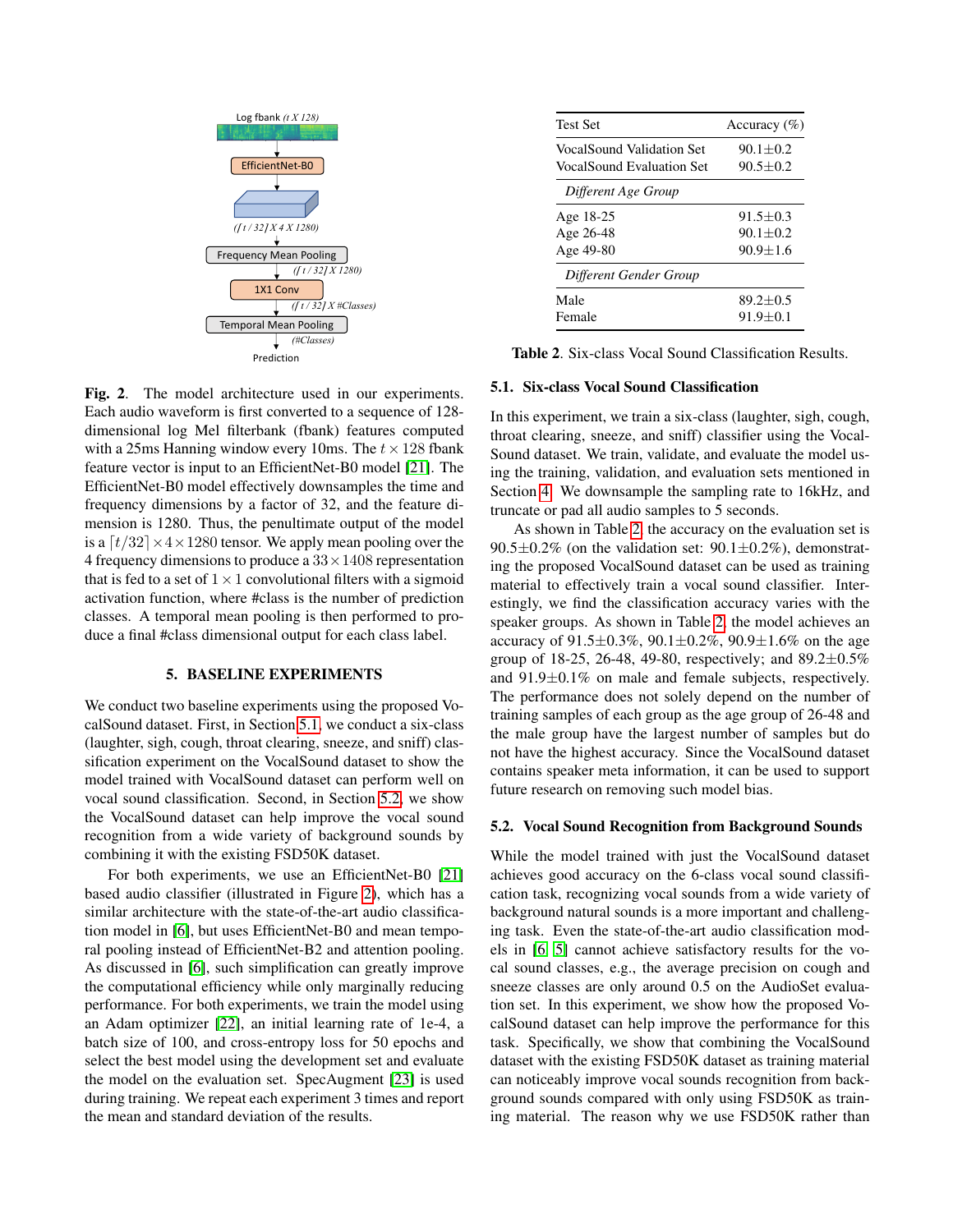Log fbank (t X 128)

EfficientNet-B0

(⌈t / 32⌉ X 4 X 1280)

Frequency Mean Pooling

(⌈t / 32⌉ X 1280)

1X1 Conv

(⌈t / 32⌉ X #Classes)

Temporal Mean Pooling

(#Classes)

Prediction

**Fig. 2.** The model architecture used in our experiments. Each audio waveform is first converted to a sequence of 128-dimensional log Mel filterbank (fbank) features computed with a 25ms Hanning window every 10ms. The $t \times 128$ fbank feature vector is input to an EfficientNet-B0 model [21]. The EfficientNet-B0 model effectively downsamples the time and frequency dimensions by a factor of 32, and the feature dimension is 1280. Thus, the penultimate output of the model is a $\lceil t/32 \rceil \times 4 \times 1280$ tensor. We apply mean pooling over the 4 frequency dimensions to produce a $33 \times 1408$ representation that is fed to a set of $1 \times 1$ convolutional filters with a sigmoid activation function, where #class is the number of prediction classes. A temporal mean pooling is then performed to produce a final #class dimensional output for each class label.

## 5. BASELINE EXPERIMENTS

We conduct two baseline experiments using the proposed VocalSound dataset. First, in Section 5.1, we conduct a six-class (laughter, sigh, cough, throat clearing, sneeze, and sniff) classification experiment on the VocalSound dataset to show the model trained with VocalSound dataset can perform well on vocal sound classification. Second, in Section 5.2, we show the VocalSound dataset can help improve the vocal sound recognition from a wide variety of background sounds by combining it with the existing FSD50K dataset.

For both experiments, we use an EfficientNet-B0 [21] based audio classifier (illustrated in Figure 2), which has a similar architecture with the state-of-the-art audio classification model in [6], but uses EfficientNet-B0 and mean temporal pooling instead of EfficientNet-B2 and attention pooling. As discussed in [6], such simplification can greatly improve the computational efficiency while only marginally reducing performance. For both experiments, we train the model using an Adam optimizer [22], an initial learning rate of 1e-4, a batch size of 100, and cross-entropy loss for 50 epochs and select the best model using the development set and evaluate the model on the evaluation set. SpecAugment [23] is used during training. We repeat each experiment 3 times and report the mean and standard deviation of the results.

| Test Set | Accuracy (%) |
|---|---|
| VocalSound Validation Set | 90.1±0.2 |
| VocalSound Evaluation Set | 90.5±0.2 |
| *Different Age Group* | |
| Age 18-25 | 91.5±0.3 |
| Age 26-48 | 90.1±0.2 |
| Age 49-80 | 90.9±1.6 |
| *Different Gender Group* | |
| Male | 89.2±0.5 |
| Female | 91.9±0.1 |

**Table 2.** Six-class Vocal Sound Classification Results.

### 5.1. Six-class Vocal Sound Classification

In this experiment, we train a six-class (laughter, sigh, cough, throat clearing, sneeze, and sniff) classifier using the VocalSound dataset. We train, validate, and evaluate the model using the training, validation, and evaluation sets mentioned in Section 4. We downsample the sampling rate to 16kHz, and truncate or pad all audio samples to 5 seconds.

As shown in Table 2, the accuracy on the evaluation set is 90.5±0.2% (on the validation set: 90.1±0.2%), demonstrating the proposed VocalSound dataset can be used as training material to effectively train a vocal sound classifier. Interestingly, we find the classification accuracy varies with the speaker groups. As shown in Table 2, the model achieves an accuracy of 91.5±0.3%, 90.1±0.2%, 90.9±1.6% on the age group of 18-25, 26-48, 49-80, respectively; and 89.2±0.5% and 91.9±0.1% on male and female subjects, respectively. The performance does not solely depend on the number of training samples of each group as the age group of 26-48 and the male group have the largest number of samples but do not have the highest accuracy. Since the VocalSound dataset contains speaker meta information, it can be used to support future research on removing such model bias.

### 5.2. Vocal Sound Recognition from Background Sounds

While the model trained with just the VocalSound dataset achieves good accuracy on the 6-class vocal sound classification task, recognizing vocal sounds from a wide variety of background natural sounds is a more important and challenging task. Even the state-of-the-art audio classification models in [6, 5] cannot achieve satisfactory results for the vocal sound classes, e.g., the average precision on cough and sneeze classes are only around 0.5 on the AudioSet evaluation set. In this experiment, we show how the proposed VocalSound dataset can help improve the performance for this task. Specifically, we show that combining the VocalSound dataset with the existing FSD50K dataset as training material can noticeably improve vocal sounds recognition from background sounds compared with only using FSD50K as training material. The reason why we use FSD50K rather than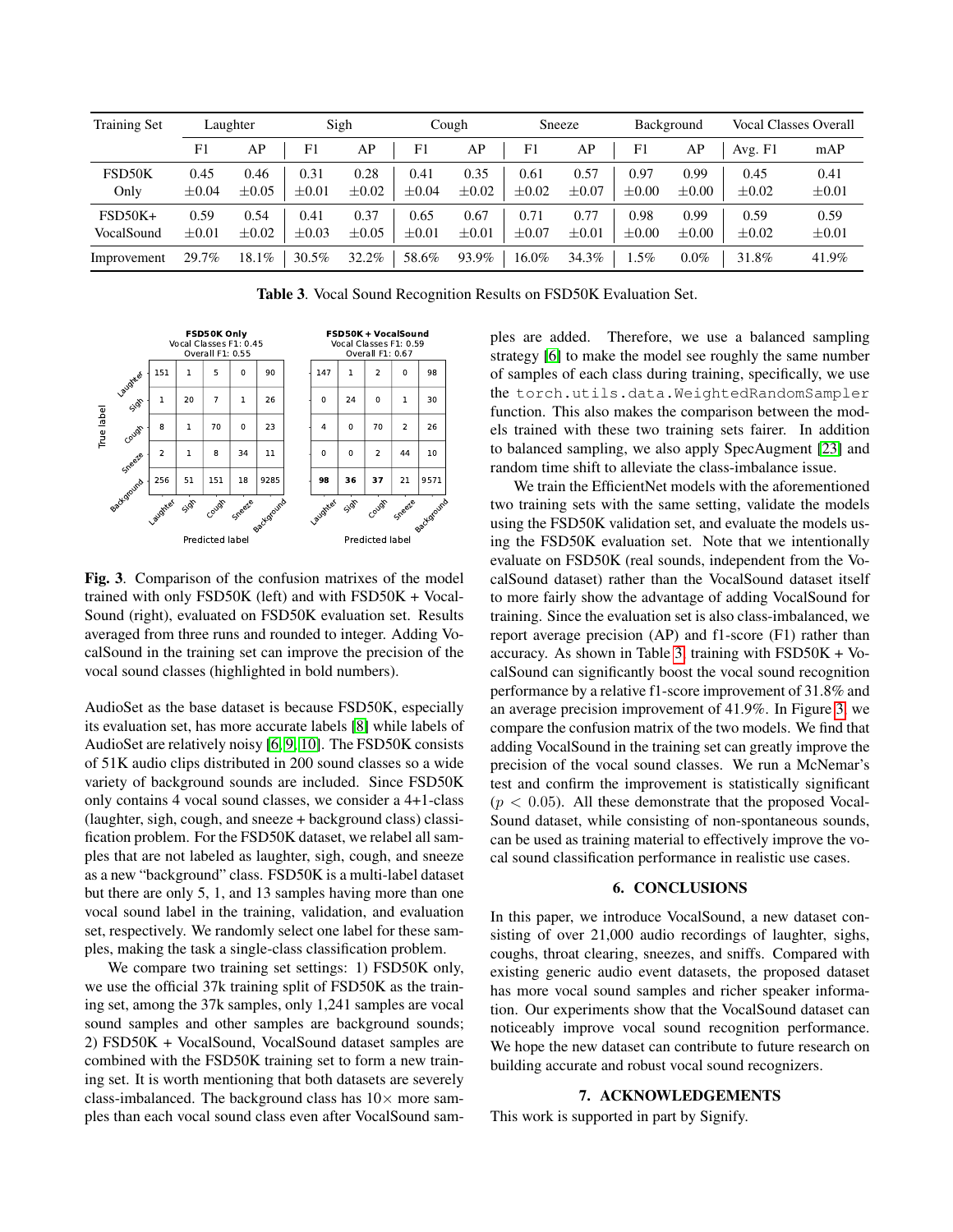| Training Set | Laughter | | Sigh | | Cough | | Sneeze | | Background | | Vocal Classes Overall | |
|---|---|---|---|---|---|---|---|---|---|---|---|---|
| | F1 | AP | F1 | AP | F1 | AP | F1 | AP | F1 | AP | Avg. F1 | mAP |
| FSD50K Only | 0.45 $\pm$0.04 | 0.46 $\pm$0.05 | 0.31 $\pm$0.01 | 0.28 $\pm$0.02 | 0.41 $\pm$0.04 | 0.35 $\pm$0.02 | 0.61 $\pm$0.02 | 0.57 $\pm$0.07 | 0.97 $\pm$0.00 | 0.99 $\pm$0.00 | 0.45 $\pm$0.02 | 0.41 $\pm$0.01 |
| FSD50K+ VocalSound | 0.59 $\pm$0.01 | 0.54 $\pm$0.02 | 0.41 $\pm$0.03 | 0.37 $\pm$0.05 | 0.65 $\pm$0.01 | 0.67 $\pm$0.01 | 0.71 $\pm$0.07 | 0.77 $\pm$0.01 | 0.98 $\pm$0.00 | 0.99 $\pm$0.00 | 0.59 $\pm$0.02 | 0.59 $\pm$0.01 |
| Improvement | 29.7% | 18.1% | 30.5% | 32.2% | 58.6% | 93.9% | 16.0% | 34.3% | 1.5% | 0.0% | 31.8% | 41.9% |

**Table 3**. Vocal Sound Recognition Results on FSD50K Evaluation Set.

**Fig. 3**. Comparison of the confusion matrixes of the model trained with only FSD50K (left) and with FSD50K + VocalSound (right), evaluated on FSD50K evaluation set. Results averaged from three runs and rounded to integer. Adding VocalSound in the training set can improve the precision of the vocal sound classes (highlighted in bold numbers).

AudioSet as the base dataset is because FSD50K, especially its evaluation set, has more accurate labels [8] while labels of AudioSet are relatively noisy [6, 9, 10]. The FSD50K consists of 51K audio clips distributed in 200 sound classes so a wide variety of background sounds are included. Since FSD50K only contains 4 vocal sound classes, we consider a 4+1-class (laughter, sigh, cough, and sneeze + background class) classification problem. For the FSD50K dataset, we relabel all samples that are not labeled as laughter, sigh, cough, and sneeze as a new "background" class. FSD50K is a multi-label dataset but there are only 5, 1, and 13 samples having more than one vocal sound label in the training, validation, and evaluation set, respectively. We randomly select one label for these samples, making the task a single-class classification problem.

We compare two training set settings: 1) FSD50K only, we use the official 37k training split of FSD50K as the training set, among the 37k samples, only 1,241 samples are vocal sound samples and other samples are background sounds; 2) FSD50K + VocalSound, VocalSound dataset samples are combined with the FSD50K training set to form a new training set. It is worth mentioning that both datasets are severely class-imbalanced. The background class has 10× more samples than each vocal sound class even after VocalSound samples are added. Therefore, we use a balanced sampling strategy [6] to make the model see roughly the same number of samples of each class during training, specifically, we use the `torch.utils.data.WeightedRandomSampler` function. This also makes the comparison between the models trained with these two training sets fairer. In addition to balanced sampling, we also apply SpecAugment [23] and random time shift to alleviate the class-imbalance issue.

We train the EfficientNet models with the aforementioned two training sets with the same setting, validate the models using the FSD50K validation set, and evaluate the models using the FSD50K evaluation set. Note that we intentionally evaluate on FSD50K (real sounds, independent from the VocalSound dataset) rather than the VocalSound dataset itself to more fairly show the advantage of adding VocalSound for training. Since the evaluation set is also class-imbalanced, we report average precision (AP) and f1-score (F1) rather than accuracy. As shown in Table 3, training with FSD50K + VocalSound can significantly boost the vocal sound recognition performance by a relative f1-score improvement of 31.8% and an average precision improvement of 41.9%. In Figure 3, we compare the confusion matrix of the two models. We find that adding VocalSound in the training set can greatly improve the precision of the vocal sound classes. We run a McNemar's test and confirm the improvement is statistically significant ($p < 0.05$). All these demonstrate that the proposed VocalSound dataset, while consisting of non-spontaneous sounds, can be used as training material to effectively improve the vocal sound classification performance in realistic use cases.

## 6. CONCLUSIONS

In this paper, we introduce VocalSound, a new dataset consisting of over 21,000 audio recordings of laughter, sighs, coughs, throat clearing, sneezes, and sniffs. Compared with existing generic audio event datasets, the proposed dataset has more vocal sound samples and richer speaker information. Our experiments show that the VocalSound dataset can noticeably improve vocal sound recognition performance. We hope the new dataset can contribute to future research on building accurate and robust vocal sound recognizers.

## 7. ACKNOWLEDGEMENTS

This work is supported in part by Signify.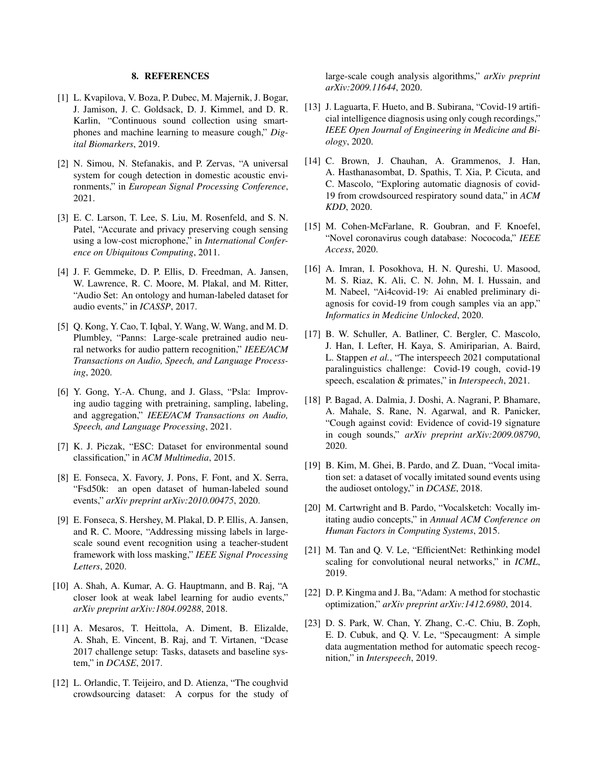## 8. REFERENCES

[1] L. Kvapilova, V. Boza, P. Dubec, M. Majernik, J. Bogar, J. Jamison, J. C. Goldsack, D. J. Kimmel, and D. R. Karlin, "Continuous sound collection using smartphones and machine learning to measure cough," *Digital Biomarkers*, 2019.

[2] N. Simou, N. Stefanakis, and P. Zervas, "A universal system for cough detection in domestic acoustic environments," in *European Signal Processing Conference*, 2021.

[3] E. C. Larson, T. Lee, S. Liu, M. Rosenfeld, and S. N. Patel, "Accurate and privacy preserving cough sensing using a low-cost microphone," in *International Conference on Ubiquitous Computing*, 2011.

[4] J. F. Gemmeke, D. P. Ellis, D. Freedman, A. Jansen, W. Lawrence, R. C. Moore, M. Plakal, and M. Ritter, "Audio Set: An ontology and human-labeled dataset for audio events," in *ICASSP*, 2017.

[5] Q. Kong, Y. Cao, T. Iqbal, Y. Wang, W. Wang, and M. D. Plumbley, "Panns: Large-scale pretrained audio neural networks for audio pattern recognition," *IEEE/ACM Transactions on Audio, Speech, and Language Processing*, 2020.

[6] Y. Gong, Y.-A. Chung, and J. Glass, "Psla: Improving audio tagging with pretraining, sampling, labeling, and aggregation," *IEEE/ACM Transactions on Audio, Speech, and Language Processing*, 2021.

[7] K. J. Piczak, "ESC: Dataset for environmental sound classification," in *ACM Multimedia*, 2015.

[8] E. Fonseca, X. Favory, J. Pons, F. Font, and X. Serra, "Fsd50k: an open dataset of human-labeled sound events," *arXiv preprint arXiv:2010.00475*, 2020.

[9] E. Fonseca, S. Hershey, M. Plakal, D. P. Ellis, A. Jansen, and R. C. Moore, "Addressing missing labels in large-scale sound event recognition using a teacher-student framework with loss masking," *IEEE Signal Processing Letters*, 2020.

[10] A. Shah, A. Kumar, A. G. Hauptmann, and B. Raj, "A closer look at weak label learning for audio events," *arXiv preprint arXiv:1804.09288*, 2018.

[11] A. Mesaros, T. Heittola, A. Diment, B. Elizalde, A. Shah, E. Vincent, B. Raj, and T. Virtanen, "Dcase 2017 challenge setup: Tasks, datasets and baseline system," in *DCASE*, 2017.

[12] L. Orlandic, T. Teijeiro, and D. Atienza, "The coughvid crowdsourcing dataset: A corpus for the study of large-scale cough analysis algorithms," *arXiv preprint arXiv:2009.11644*, 2020.

[13] J. Laguarta, F. Hueto, and B. Subirana, "Covid-19 artificial intelligence diagnosis using only cough recordings," *IEEE Open Journal of Engineering in Medicine and Biology*, 2020.

[14] C. Brown, J. Chauhan, A. Grammenos, J. Han, A. Hasthanasombat, D. Spathis, T. Xia, P. Cicuta, and C. Mascolo, "Exploring automatic diagnosis of covid-19 from crowdsourced respiratory sound data," in *ACM KDD*, 2020.

[15] M. Cohen-McFarlane, R. Goubran, and F. Knoefel, "Novel coronavirus cough database: Nococoda," *IEEE Access*, 2020.

[16] A. Imran, I. Posokhova, H. N. Qureshi, U. Masood, M. S. Riaz, K. Ali, C. N. John, M. I. Hussain, and M. Nabeel, "Ai4covid-19: Ai enabled preliminary diagnosis for covid-19 from cough samples via an app," *Informatics in Medicine Unlocked*, 2020.

[17] B. W. Schuller, A. Batliner, C. Bergler, C. Mascolo, J. Han, I. Lefter, H. Kaya, S. Amiriparian, A. Baird, L. Stappen *et al.*, "The interspeech 2021 computational paralinguistics challenge: Covid-19 cough, covid-19 speech, escalation & primates," in *Interspeech*, 2021.

[18] P. Bagad, A. Dalmia, J. Doshi, A. Nagrani, P. Bhamare, A. Mahale, S. Rane, N. Agarwal, and R. Panicker, "Cough against covid: Evidence of covid-19 signature in cough sounds," *arXiv preprint arXiv:2009.08790*, 2020.

[19] B. Kim, M. Ghei, B. Pardo, and Z. Duan, "Vocal imitation set: a dataset of vocally imitated sound events using the audioset ontology," in *DCASE*, 2018.

[20] M. Cartwright and B. Pardo, "Vocalsketch: Vocally imitating audio concepts," in *Annual ACM Conference on Human Factors in Computing Systems*, 2015.

[21] M. Tan and Q. V. Le, "EfficientNet: Rethinking model scaling for convolutional neural networks," in *ICML*, 2019.

[22] D. P. Kingma and J. Ba, "Adam: A method for stochastic optimization," *arXiv preprint arXiv:1412.6980*, 2014.

[23] D. S. Park, W. Chan, Y. Zhang, C.-C. Chiu, B. Zoph, E. D. Cubuk, and Q. V. Le, "Specaugment: A simple data augmentation method for automatic speech recognition," in *Interspeech*, 2019.